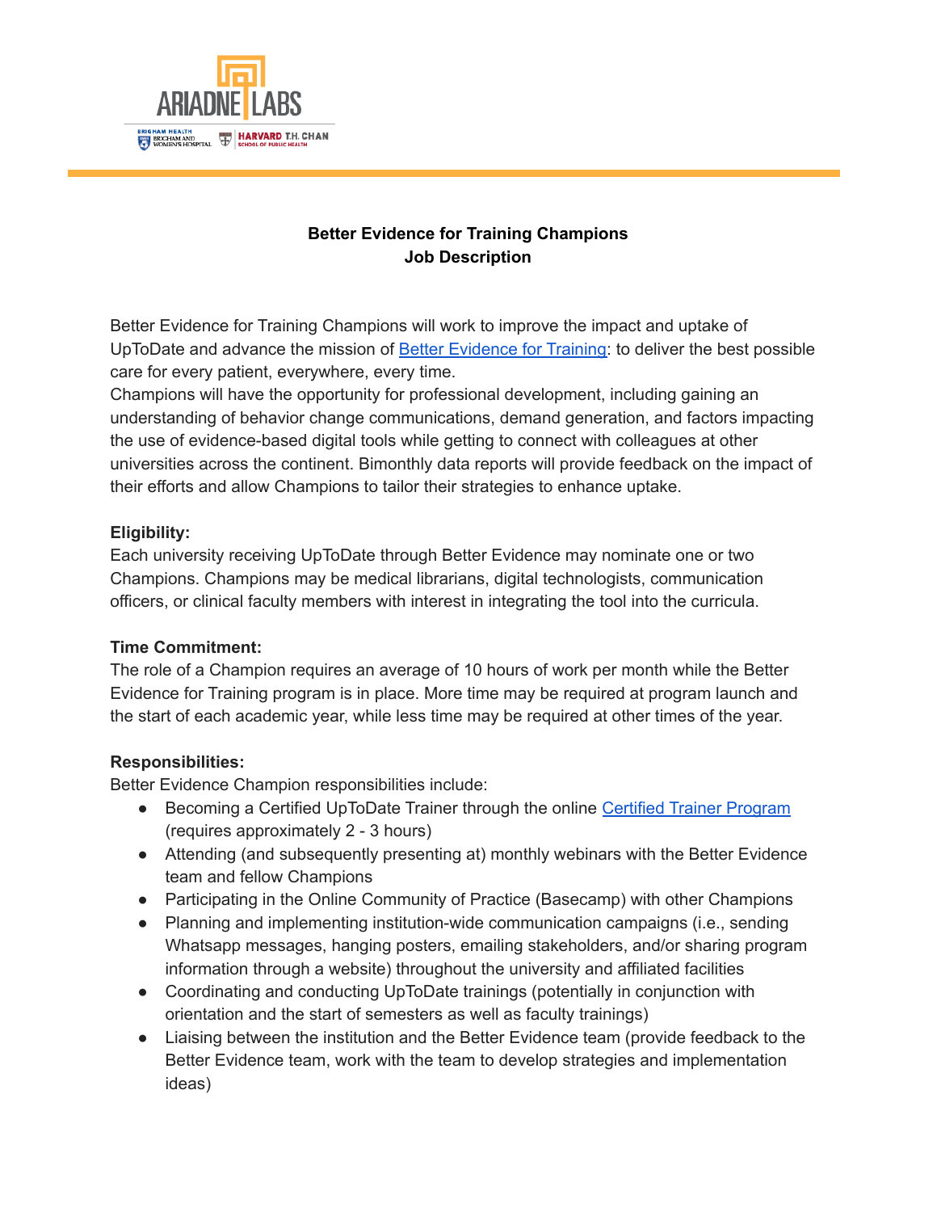**Better Evidence for Training Champions**
**Job Description**

Better Evidence for Training Champions will work to improve the impact and uptake of UpToDate and advance the mission of [Better Evidence for Training](): to deliver the best possible care for every patient, everywhere, every time.
Champions will have the opportunity for professional development, including gaining an understanding of behavior change communications, demand generation, and factors impacting the use of evidence-based digital tools while getting to connect with colleagues at other universities across the continent. Bimonthly data reports will provide feedback on the impact of their efforts and allow Champions to tailor their strategies to enhance uptake.

**Eligibility:**
Each university receiving UpToDate through Better Evidence may nominate one or two Champions. Champions may be medical librarians, digital technologists, communication officers, or clinical faculty members with interest in integrating the tool into the curricula.

**Time Commitment:**
The role of a Champion requires an average of 10 hours of work per month while the Better Evidence for Training program is in place. More time may be required at program launch and the start of each academic year, while less time may be required at other times of the year.

**Responsibilities:**
Better Evidence Champion responsibilities include:

- Becoming a Certified UpToDate Trainer through the online [Certified Trainer Program]() (requires approximately 2 - 3 hours)
- Attending (and subsequently presenting at) monthly webinars with the Better Evidence team and fellow Champions
- Participating in the Online Community of Practice (Basecamp) with other Champions
- Planning and implementing institution-wide communication campaigns (i.e., sending Whatsapp messages, hanging posters, emailing stakeholders, and/or sharing program information through a website) throughout the university and affiliated facilities
- Coordinating and conducting UpToDate trainings (potentially in conjunction with orientation and the start of semesters as well as faculty trainings)
- Liaising between the institution and the Better Evidence team (provide feedback to the Better Evidence team, work with the team to develop strategies and implementation ideas)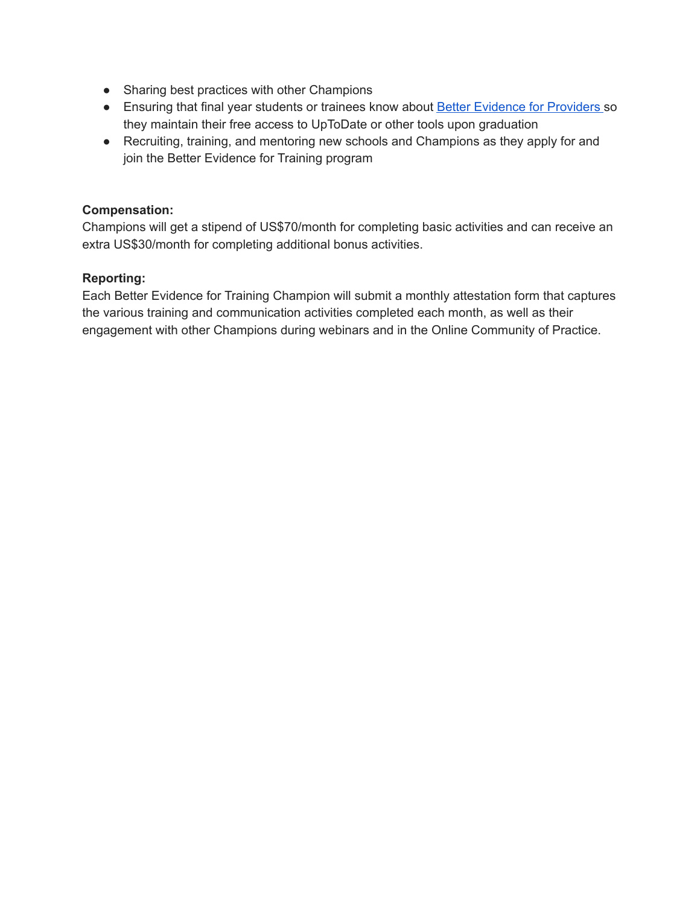- Sharing best practices with other Champions
- Ensuring that final year students or trainees know about [Better Evidence for Providers](#) so they maintain their free access to UpToDate or other tools upon graduation
- Recruiting, training, and mentoring new schools and Champions as they apply for and join the Better Evidence for Training program

**Compensation:**
Champions will get a stipend of US$70/month for completing basic activities and can receive an extra US$30/month for completing additional bonus activities.

**Reporting:**
Each Better Evidence for Training Champion will submit a monthly attestation form that captures the various training and communication activities completed each month, as well as their engagement with other Champions during webinars and in the Online Community of Practice.